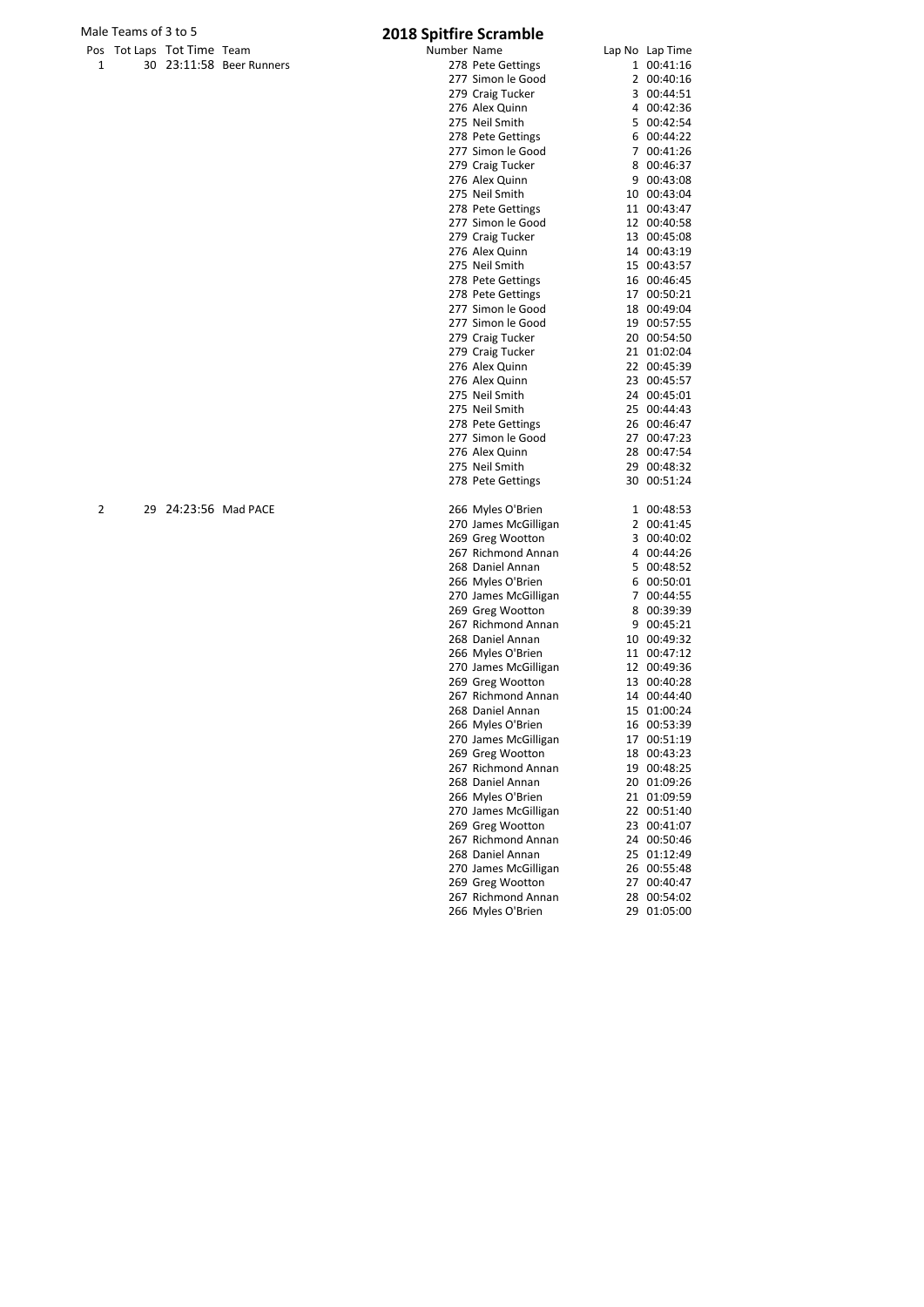Male Teams of 3 to 5

# 2018 Spitfire Scramble

| Pos | Tot Laps | Tot Time | Team | Number | Name | Lap No | Lap Time |
|---|---|---|---|---|---|---|---|
| 1 | 30 | 23:11:58 | Beer Runners | 278 | Pete Gettings | 1 | 00:41:16 |
| | | | | 277 | Simon le Good | 2 | 00:40:16 |
| | | | | 279 | Craig Tucker | 3 | 00:44:51 |
| | | | | 276 | Alex Quinn | 4 | 00:42:36 |
| | | | | 275 | Neil Smith | 5 | 00:42:54 |
| | | | | 278 | Pete Gettings | 6 | 00:44:22 |
| | | | | 277 | Simon le Good | 7 | 00:41:26 |
| | | | | 279 | Craig Tucker | 8 | 00:46:37 |
| | | | | 276 | Alex Quinn | 9 | 00:43:08 |
| | | | | 275 | Neil Smith | 10 | 00:43:04 |
| | | | | 278 | Pete Gettings | 11 | 00:43:47 |
| | | | | 277 | Simon le Good | 12 | 00:40:58 |
| | | | | 279 | Craig Tucker | 13 | 00:45:08 |
| | | | | 276 | Alex Quinn | 14 | 00:43:19 |
| | | | | 275 | Neil Smith | 15 | 00:43:57 |
| | | | | 278 | Pete Gettings | 16 | 00:46:45 |
| | | | | 278 | Pete Gettings | 17 | 00:50:21 |
| | | | | 277 | Simon le Good | 18 | 00:49:04 |
| | | | | 277 | Simon le Good | 19 | 00:57:55 |
| | | | | 279 | Craig Tucker | 20 | 00:54:50 |
| | | | | 279 | Craig Tucker | 21 | 01:02:04 |
| | | | | 276 | Alex Quinn | 22 | 00:45:39 |
| | | | | 276 | Alex Quinn | 23 | 00:45:57 |
| | | | | 275 | Neil Smith | 24 | 00:45:01 |
| | | | | 275 | Neil Smith | 25 | 00:44:43 |
| | | | | 278 | Pete Gettings | 26 | 00:46:47 |
| | | | | 277 | Simon le Good | 27 | 00:47:23 |
| | | | | 276 | Alex Quinn | 28 | 00:47:54 |
| | | | | 275 | Neil Smith | 29 | 00:48:32 |
| | | | | 278 | Pete Gettings | 30 | 00:51:24 |
| 2 | 29 | 24:23:56 | Mad PACE | 266 | Myles O'Brien | 1 | 00:48:53 |
| | | | | 270 | James McGilligan | 2 | 00:41:45 |
| | | | | 269 | Greg Wootton | 3 | 00:40:02 |
| | | | | 267 | Richmond Annan | 4 | 00:44:26 |
| | | | | 268 | Daniel Annan | 5 | 00:48:52 |
| | | | | 266 | Myles O'Brien | 6 | 00:50:01 |
| | | | | 270 | James McGilligan | 7 | 00:44:55 |
| | | | | 269 | Greg Wootton | 8 | 00:39:39 |
| | | | | 267 | Richmond Annan | 9 | 00:45:21 |
| | | | | 268 | Daniel Annan | 10 | 00:49:32 |
| | | | | 266 | Myles O'Brien | 11 | 00:47:12 |
| | | | | 270 | James McGilligan | 12 | 00:49:36 |
| | | | | 269 | Greg Wootton | 13 | 00:40:28 |
| | | | | 267 | Richmond Annan | 14 | 00:44:40 |
| | | | | 268 | Daniel Annan | 15 | 01:00:24 |
| | | | | 266 | Myles O'Brien | 16 | 00:53:39 |
| | | | | 270 | James McGilligan | 17 | 00:51:19 |
| | | | | 269 | Greg Wootton | 18 | 00:43:23 |
| | | | | 267 | Richmond Annan | 19 | 00:48:25 |
| | | | | 268 | Daniel Annan | 20 | 01:09:26 |
| | | | | 266 | Myles O'Brien | 21 | 01:09:59 |
| | | | | 270 | James McGilligan | 22 | 00:51:40 |
| | | | | 269 | Greg Wootton | 23 | 00:41:07 |
| | | | | 267 | Richmond Annan | 24 | 00:50:46 |
| | | | | 268 | Daniel Annan | 25 | 01:12:49 |
| | | | | 270 | James McGilligan | 26 | 00:55:48 |
| | | | | 269 | Greg Wootton | 27 | 00:40:47 |
| | | | | 267 | Richmond Annan | 28 | 00:54:02 |
| | | | | 266 | Myles O'Brien | 29 | 01:05:00 |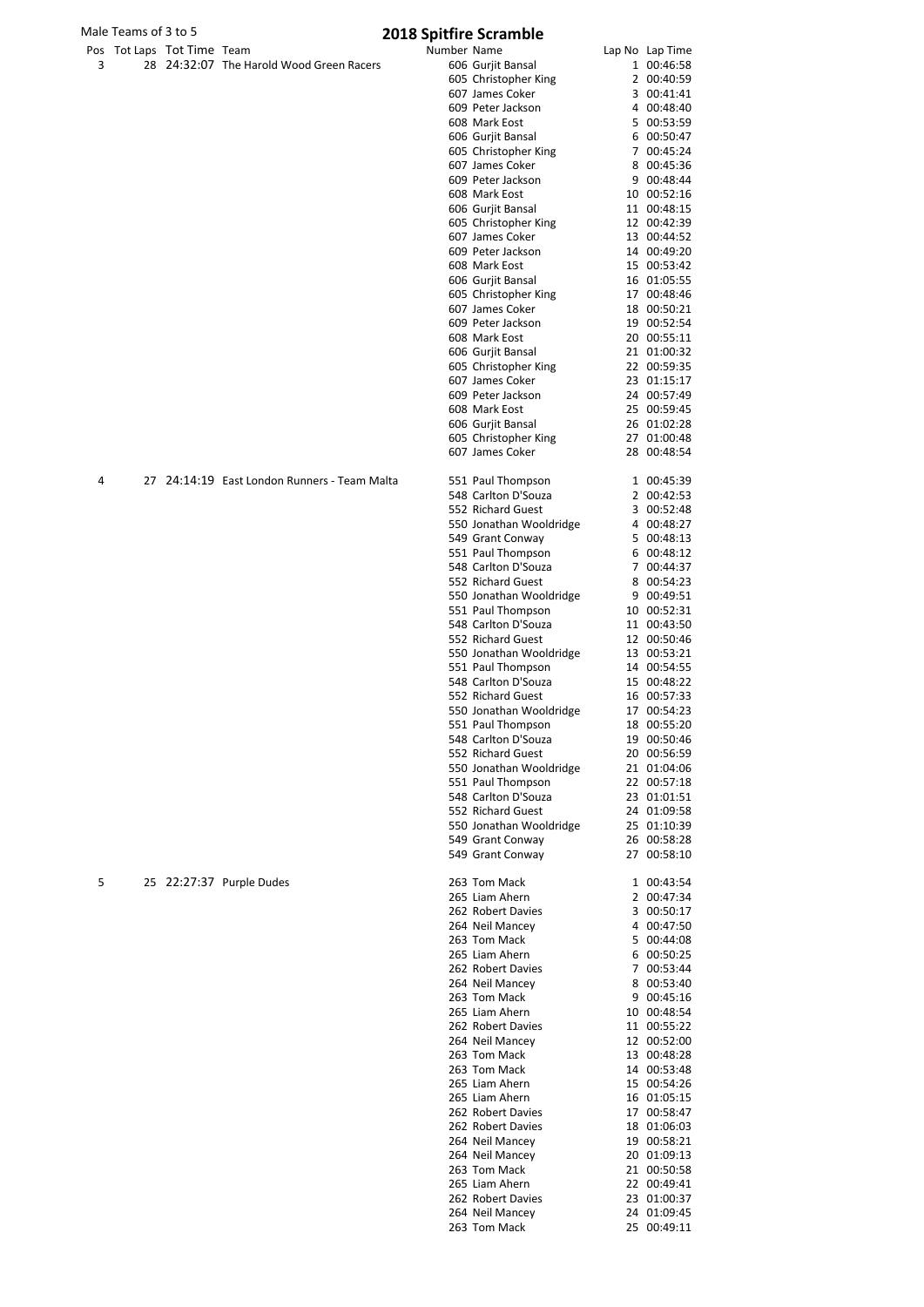Male Teams of 3 to 5

# 2018 Spitfire Scramble

| Pos | Tot Laps | Tot Time | Team | Number | Name | Lap No | Lap Time |
|---|---|---|---|---|---|---|---|
| 3 | 28 | 24:32:07 | The Harold Wood Green Racers | 606 | Gurjit Bansal | 1 | 00:46:58 |
| | | | | 605 | Christopher King | 2 | 00:40:59 |
| | | | | 607 | James Coker | 3 | 00:41:41 |
| | | | | 609 | Peter Jackson | 4 | 00:48:40 |
| | | | | 608 | Mark Eost | 5 | 00:53:59 |
| | | | | 606 | Gurjit Bansal | 6 | 00:50:47 |
| | | | | 605 | Christopher King | 7 | 00:45:24 |
| | | | | 607 | James Coker | 8 | 00:45:36 |
| | | | | 609 | Peter Jackson | 9 | 00:48:44 |
| | | | | 608 | Mark Eost | 10 | 00:52:16 |
| | | | | 606 | Gurjit Bansal | 11 | 00:48:15 |
| | | | | 605 | Christopher King | 12 | 00:42:39 |
| | | | | 607 | James Coker | 13 | 00:44:52 |
| | | | | 609 | Peter Jackson | 14 | 00:49:20 |
| | | | | 608 | Mark Eost | 15 | 00:53:42 |
| | | | | 606 | Gurjit Bansal | 16 | 01:05:55 |
| | | | | 605 | Christopher King | 17 | 00:48:46 |
| | | | | 607 | James Coker | 18 | 00:50:21 |
| | | | | 609 | Peter Jackson | 19 | 00:52:54 |
| | | | | 608 | Mark Eost | 20 | 00:55:11 |
| | | | | 606 | Gurjit Bansal | 21 | 01:00:32 |
| | | | | 605 | Christopher King | 22 | 00:59:35 |
| | | | | 607 | James Coker | 23 | 01:15:17 |
| | | | | 609 | Peter Jackson | 24 | 00:57:49 |
| | | | | 608 | Mark Eost | 25 | 00:59:45 |
| | | | | 606 | Gurjit Bansal | 26 | 01:02:28 |
| | | | | 605 | Christopher King | 27 | 01:00:48 |
| | | | | 607 | James Coker | 28 | 00:48:54 |
| 4 | 27 | 24:14:19 | East London Runners - Team Malta | 551 | Paul Thompson | 1 | 00:45:39 |
| | | | | 548 | Carlton D'Souza | 2 | 00:42:53 |
| | | | | 552 | Richard Guest | 3 | 00:52:48 |
| | | | | 550 | Jonathan Wooldridge | 4 | 00:48:27 |
| | | | | 549 | Grant Conway | 5 | 00:48:13 |
| | | | | 551 | Paul Thompson | 6 | 00:48:12 |
| | | | | 548 | Carlton D'Souza | 7 | 00:44:37 |
| | | | | 552 | Richard Guest | 8 | 00:54:23 |
| | | | | 550 | Jonathan Wooldridge | 9 | 00:49:51 |
| | | | | 551 | Paul Thompson | 10 | 00:52:31 |
| | | | | 548 | Carlton D'Souza | 11 | 00:43:50 |
| | | | | 552 | Richard Guest | 12 | 00:50:46 |
| | | | | 550 | Jonathan Wooldridge | 13 | 00:53:21 |
| | | | | 551 | Paul Thompson | 14 | 00:54:55 |
| | | | | 548 | Carlton D'Souza | 15 | 00:48:22 |
| | | | | 552 | Richard Guest | 16 | 00:57:33 |
| | | | | 550 | Jonathan Wooldridge | 17 | 00:54:23 |
| | | | | 551 | Paul Thompson | 18 | 00:55:20 |
| | | | | 548 | Carlton D'Souza | 19 | 00:50:46 |
| | | | | 552 | Richard Guest | 20 | 00:56:59 |
| | | | | 550 | Jonathan Wooldridge | 21 | 01:04:06 |
| | | | | 551 | Paul Thompson | 22 | 00:57:18 |
| | | | | 548 | Carlton D'Souza | 23 | 01:01:51 |
| | | | | 552 | Richard Guest | 24 | 01:09:58 |
| | | | | 550 | Jonathan Wooldridge | 25 | 01:10:39 |
| | | | | 549 | Grant Conway | 26 | 00:58:28 |
| | | | | 549 | Grant Conway | 27 | 00:58:10 |
| 5 | 25 | 22:27:37 | Purple Dudes | 263 | Tom Mack | 1 | 00:43:54 |
| | | | | 265 | Liam Ahern | 2 | 00:47:34 |
| | | | | 262 | Robert Davies | 3 | 00:50:17 |
| | | | | 264 | Neil Mancey | 4 | 00:47:50 |
| | | | | 263 | Tom Mack | 5 | 00:44:08 |
| | | | | 265 | Liam Ahern | 6 | 00:50:25 |
| | | | | 262 | Robert Davies | 7 | 00:53:44 |
| | | | | 264 | Neil Mancey | 8 | 00:53:40 |
| | | | | 263 | Tom Mack | 9 | 00:45:16 |
| | | | | 265 | Liam Ahern | 10 | 00:48:54 |
| | | | | 262 | Robert Davies | 11 | 00:55:22 |
| | | | | 264 | Neil Mancey | 12 | 00:52:00 |
| | | | | 263 | Tom Mack | 13 | 00:48:28 |
| | | | | 263 | Tom Mack | 14 | 00:53:48 |
| | | | | 265 | Liam Ahern | 15 | 00:54:26 |
| | | | | 265 | Liam Ahern | 16 | 01:05:15 |
| | | | | 262 | Robert Davies | 17 | 00:58:47 |
| | | | | 262 | Robert Davies | 18 | 01:06:03 |
| | | | | 264 | Neil Mancey | 19 | 00:58:21 |
| | | | | 264 | Neil Mancey | 20 | 01:09:13 |
| | | | | 263 | Tom Mack | 21 | 00:50:58 |
| | | | | 265 | Liam Ahern | 22 | 00:49:41 |
| | | | | 262 | Robert Davies | 23 | 01:00:37 |
| | | | | 264 | Neil Mancey | 24 | 01:09:45 |
| | | | | 263 | Tom Mack | 25 | 00:49:11 |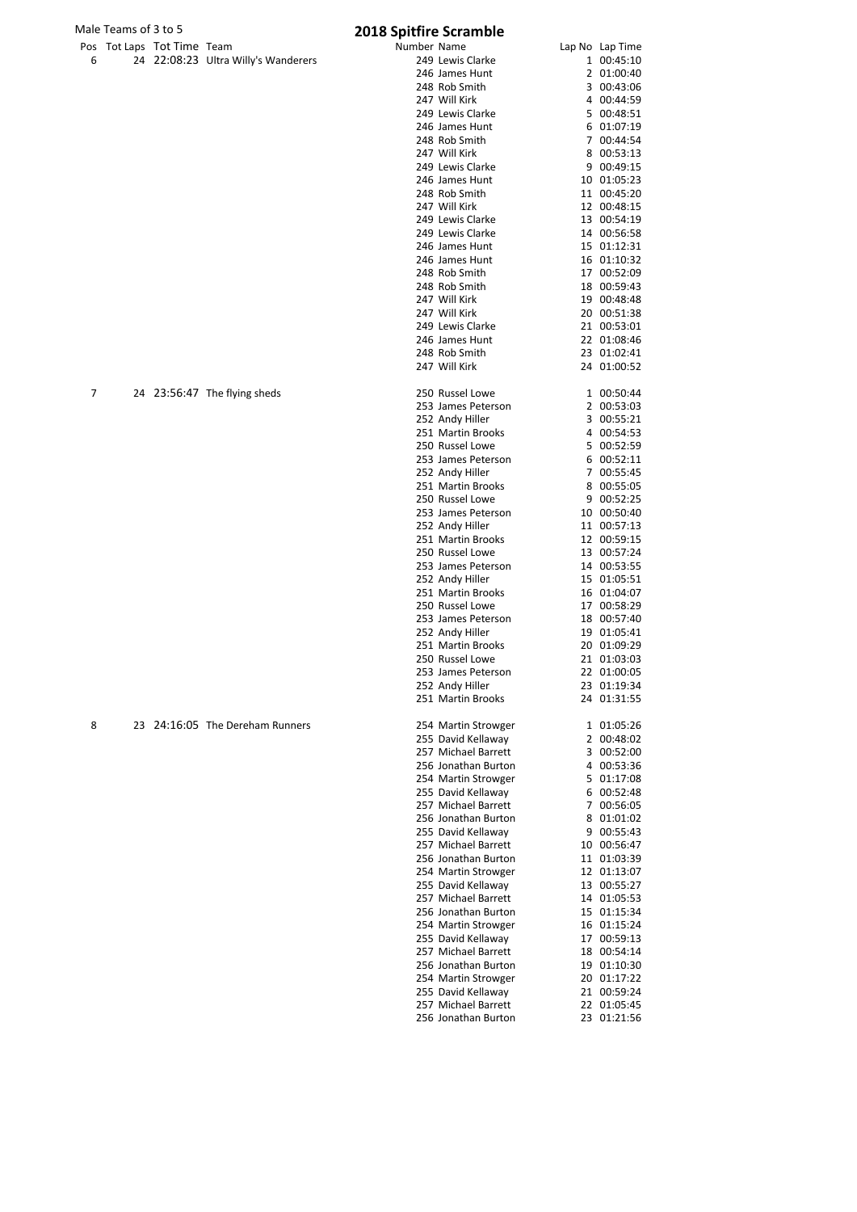Male Teams of 3 to 5

# 2018 Spitfire Scramble

| Pos | Tot Laps | Tot Time | Team | Number | Name | Lap No | Lap Time |
|---|---|---|---|---|---|---|---|
| 6 | 24 | 22:08:23 | Ultra Willy's Wanderers | 249 | Lewis Clarke | 1 | 00:45:10 |
| | | | | 246 | James Hunt | 2 | 01:00:40 |
| | | | | 248 | Rob Smith | 3 | 00:43:06 |
| | | | | 247 | Will Kirk | 4 | 00:44:59 |
| | | | | 249 | Lewis Clarke | 5 | 00:48:51 |
| | | | | 246 | James Hunt | 6 | 01:07:19 |
| | | | | 248 | Rob Smith | 7 | 00:44:54 |
| | | | | 247 | Will Kirk | 8 | 00:53:13 |
| | | | | 249 | Lewis Clarke | 9 | 00:49:15 |
| | | | | 246 | James Hunt | 10 | 01:05:23 |
| | | | | 248 | Rob Smith | 11 | 00:45:20 |
| | | | | 247 | Will Kirk | 12 | 00:48:15 |
| | | | | 249 | Lewis Clarke | 13 | 00:54:19 |
| | | | | 249 | Lewis Clarke | 14 | 00:56:58 |
| | | | | 246 | James Hunt | 15 | 01:12:31 |
| | | | | 246 | James Hunt | 16 | 01:10:32 |
| | | | | 248 | Rob Smith | 17 | 00:52:09 |
| | | | | 248 | Rob Smith | 18 | 00:59:43 |
| | | | | 247 | Will Kirk | 19 | 00:48:48 |
| | | | | 247 | Will Kirk | 20 | 00:51:38 |
| | | | | 249 | Lewis Clarke | 21 | 00:53:01 |
| | | | | 246 | James Hunt | 22 | 01:08:46 |
| | | | | 248 | Rob Smith | 23 | 01:02:41 |
| | | | | 247 | Will Kirk | 24 | 01:00:52 |
| 7 | 24 | 23:56:47 | The flying sheds | 250 | Russel Lowe | 1 | 00:50:44 |
| | | | | 253 | James Peterson | 2 | 00:53:03 |
| | | | | 252 | Andy Hiller | 3 | 00:55:21 |
| | | | | 251 | Martin Brooks | 4 | 00:54:53 |
| | | | | 250 | Russel Lowe | 5 | 00:52:59 |
| | | | | 253 | James Peterson | 6 | 00:52:11 |
| | | | | 252 | Andy Hiller | 7 | 00:55:45 |
| | | | | 251 | Martin Brooks | 8 | 00:55:05 |
| | | | | 250 | Russel Lowe | 9 | 00:52:25 |
| | | | | 253 | James Peterson | 10 | 00:50:40 |
| | | | | 252 | Andy Hiller | 11 | 00:57:13 |
| | | | | 251 | Martin Brooks | 12 | 00:59:15 |
| | | | | 250 | Russel Lowe | 13 | 00:57:24 |
| | | | | 253 | James Peterson | 14 | 00:53:55 |
| | | | | 252 | Andy Hiller | 15 | 01:05:51 |
| | | | | 251 | Martin Brooks | 16 | 01:04:07 |
| | | | | 250 | Russel Lowe | 17 | 00:58:29 |
| | | | | 253 | James Peterson | 18 | 00:57:40 |
| | | | | 252 | Andy Hiller | 19 | 01:05:41 |
| | | | | 251 | Martin Brooks | 20 | 01:09:29 |
| | | | | 250 | Russel Lowe | 21 | 01:03:03 |
| | | | | 253 | James Peterson | 22 | 01:00:05 |
| | | | | 252 | Andy Hiller | 23 | 01:19:34 |
| | | | | 251 | Martin Brooks | 24 | 01:31:55 |
| 8 | 23 | 24:16:05 | The Dereham Runners | 254 | Martin Strowger | 1 | 01:05:26 |
| | | | | 255 | David Kellaway | 2 | 00:48:02 |
| | | | | 257 | Michael Barrett | 3 | 00:52:00 |
| | | | | 256 | Jonathan Burton | 4 | 00:53:36 |
| | | | | 254 | Martin Strowger | 5 | 01:17:08 |
| | | | | 255 | David Kellaway | 6 | 00:52:48 |
| | | | | 257 | Michael Barrett | 7 | 00:56:05 |
| | | | | 256 | Jonathan Burton | 8 | 01:01:02 |
| | | | | 255 | David Kellaway | 9 | 00:55:43 |
| | | | | 257 | Michael Barrett | 10 | 00:56:47 |
| | | | | 256 | Jonathan Burton | 11 | 01:03:39 |
| | | | | 254 | Martin Strowger | 12 | 01:13:07 |
| | | | | 255 | David Kellaway | 13 | 00:55:27 |
| | | | | 257 | Michael Barrett | 14 | 01:05:53 |
| | | | | 256 | Jonathan Burton | 15 | 01:15:34 |
| | | | | 254 | Martin Strowger | 16 | 01:15:24 |
| | | | | 255 | David Kellaway | 17 | 00:59:13 |
| | | | | 257 | Michael Barrett | 18 | 00:54:14 |
| | | | | 256 | Jonathan Burton | 19 | 01:10:30 |
| | | | | 254 | Martin Strowger | 20 | 01:17:22 |
| | | | | 255 | David Kellaway | 21 | 00:59:24 |
| | | | | 257 | Michael Barrett | 22 | 01:05:45 |
| | | | | 256 | Jonathan Burton | 23 | 01:21:56 |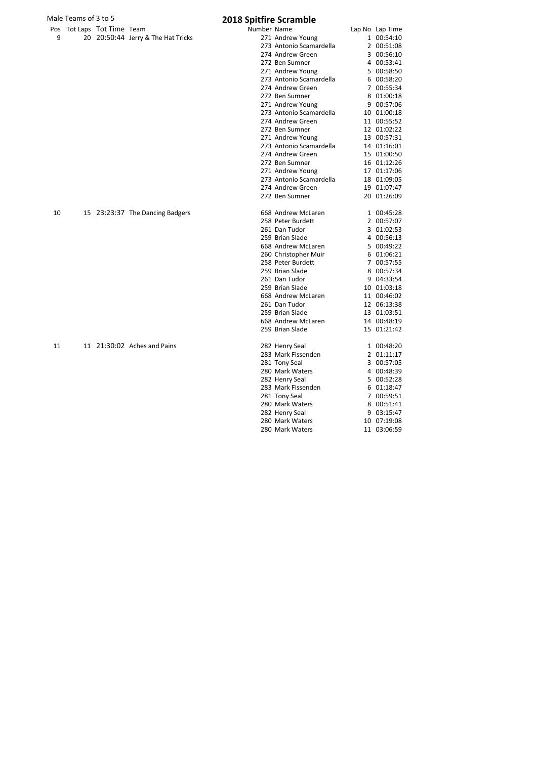Male Teams of 3 to 5

# 2018 Spitfire Scramble

| Pos | Tot Laps | Tot Time | Team | Number | Name | Lap No | Lap Time |
|---|---|---|---|---|---|---|---|
| 9 | 20 | 20:50:44 | Jerry & The Hat Tricks | 271 | Andrew Young | 1 | 00:54:10 |
| | | | | 273 | Antonio Scamardella | 2 | 00:51:08 |
| | | | | 274 | Andrew Green | 3 | 00:56:10 |
| | | | | 272 | Ben Sumner | 4 | 00:53:41 |
| | | | | 271 | Andrew Young | 5 | 00:58:50 |
| | | | | 273 | Antonio Scamardella | 6 | 00:58:20 |
| | | | | 274 | Andrew Green | 7 | 00:55:34 |
| | | | | 272 | Ben Sumner | 8 | 01:00:18 |
| | | | | 271 | Andrew Young | 9 | 00:57:06 |
| | | | | 273 | Antonio Scamardella | 10 | 01:00:18 |
| | | | | 274 | Andrew Green | 11 | 00:55:52 |
| | | | | 272 | Ben Sumner | 12 | 01:02:22 |
| | | | | 271 | Andrew Young | 13 | 00:57:31 |
| | | | | 273 | Antonio Scamardella | 14 | 01:16:01 |
| | | | | 274 | Andrew Green | 15 | 01:00:50 |
| | | | | 272 | Ben Sumner | 16 | 01:12:26 |
| | | | | 271 | Andrew Young | 17 | 01:17:06 |
| | | | | 273 | Antonio Scamardella | 18 | 01:09:05 |
| | | | | 274 | Andrew Green | 19 | 01:07:47 |
| | | | | 272 | Ben Sumner | 20 | 01:26:09 |
| 10 | 15 | 23:23:37 | The Dancing Badgers | 668 | Andrew McLaren | 1 | 00:45:28 |
| | | | | 258 | Peter Burdett | 2 | 00:57:07 |
| | | | | 261 | Dan Tudor | 3 | 01:02:53 |
| | | | | 259 | Brian Slade | 4 | 00:56:13 |
| | | | | 668 | Andrew McLaren | 5 | 00:49:22 |
| | | | | 260 | Christopher Muir | 6 | 01:06:21 |
| | | | | 258 | Peter Burdett | 7 | 00:57:55 |
| | | | | 259 | Brian Slade | 8 | 00:57:34 |
| | | | | 261 | Dan Tudor | 9 | 04:33:54 |
| | | | | 259 | Brian Slade | 10 | 01:03:18 |
| | | | | 668 | Andrew McLaren | 11 | 00:46:02 |
| | | | | 261 | Dan Tudor | 12 | 06:13:38 |
| | | | | 259 | Brian Slade | 13 | 01:03:51 |
| | | | | 668 | Andrew McLaren | 14 | 00:48:19 |
| | | | | 259 | Brian Slade | 15 | 01:21:42 |
| 11 | 11 | 21:30:02 | Aches and Pains | 282 | Henry Seal | 1 | 00:48:20 |
| | | | | 283 | Mark Fissenden | 2 | 01:11:17 |
| | | | | 281 | Tony Seal | 3 | 00:57:05 |
| | | | | 280 | Mark Waters | 4 | 00:48:39 |
| | | | | 282 | Henry Seal | 5 | 00:52:28 |
| | | | | 283 | Mark Fissenden | 6 | 01:18:47 |
| | | | | 281 | Tony Seal | 7 | 00:59:51 |
| | | | | 280 | Mark Waters | 8 | 00:51:41 |
| | | | | 282 | Henry Seal | 9 | 03:15:47 |
| | | | | 280 | Mark Waters | 10 | 07:19:08 |
| | | | | 280 | Mark Waters | 11 | 03:06:59 |